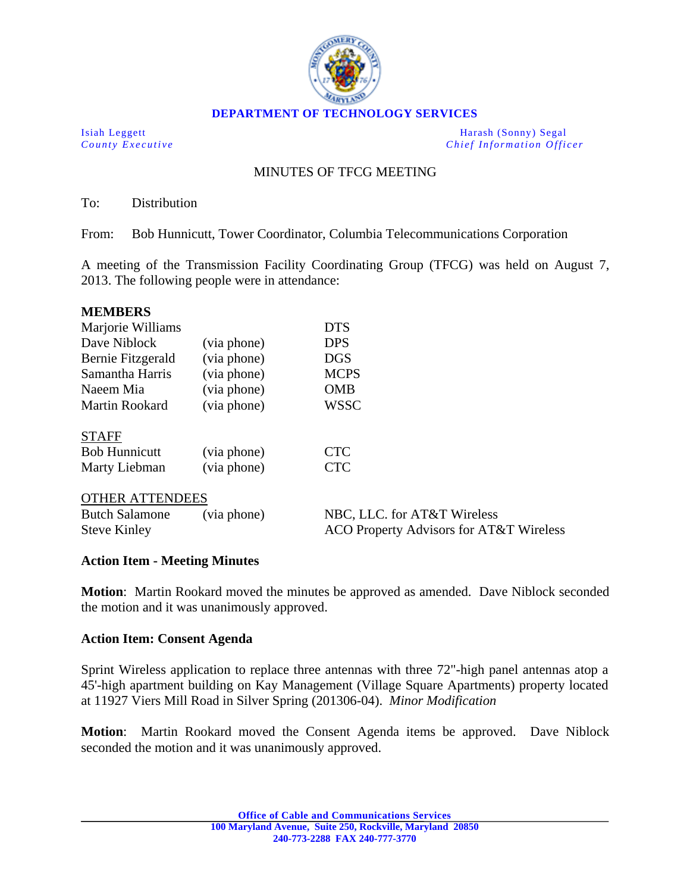**DEPARTMENT OF TECHNOLOGY SERVICES**

| | |
|---|---|
| Isiah Leggett | Harash (Sonny) Segal |
| *County Executive* | *Chief Information Officer* |

MINUTES OF TFCG MEETING

To: Distribution

From: Bob Hunnicutt, Tower Coordinator, Columbia Telecommunications Corporation

A meeting of the Transmission Facility Coordinating Group (TFCG) was held on August 7, 2013. The following people were in attendance:

**MEMBERS**

| | | |
|---|---|---|
| Marjorie Williams | | DTS |
| Dave Niblock | (via phone) | DPS |
| Bernie Fitzgerald | (via phone) | DGS |
| Samantha Harris | (via phone) | MCPS |
| Naeem Mia | (via phone) | OMB |
| Martin Rookard | (via phone) | WSSC |

STAFF

| | | |
|---|---|---|
| Bob Hunnicutt | (via phone) | CTC |
| Marty Liebman | (via phone) | CTC |

OTHER ATTENDEES

| | | |
|---|---|---|
| Butch Salamone | (via phone) | NBC, LLC. for AT&T Wireless |
| Steve Kinley | | ACO Property Advisors for AT&T Wireless |

**Action Item - Meeting Minutes**

**Motion**: Martin Rookard moved the minutes be approved as amended. Dave Niblock seconded the motion and it was unanimously approved.

**Action Item: Consent Agenda**

Sprint Wireless application to replace three antennas with three 72"-high panel antennas atop a 45'-high apartment building on Kay Management (Village Square Apartments) property located at 11927 Viers Mill Road in Silver Spring (201306-04). *Minor Modification*

**Motion**: Martin Rookard moved the Consent Agenda items be approved. Dave Niblock seconded the motion and it was unanimously approved.

Office of Cable and Communications Services
100 Maryland Avenue, Suite 250, Rockville, Maryland 20850
240-773-2288 FAX 240-777-3770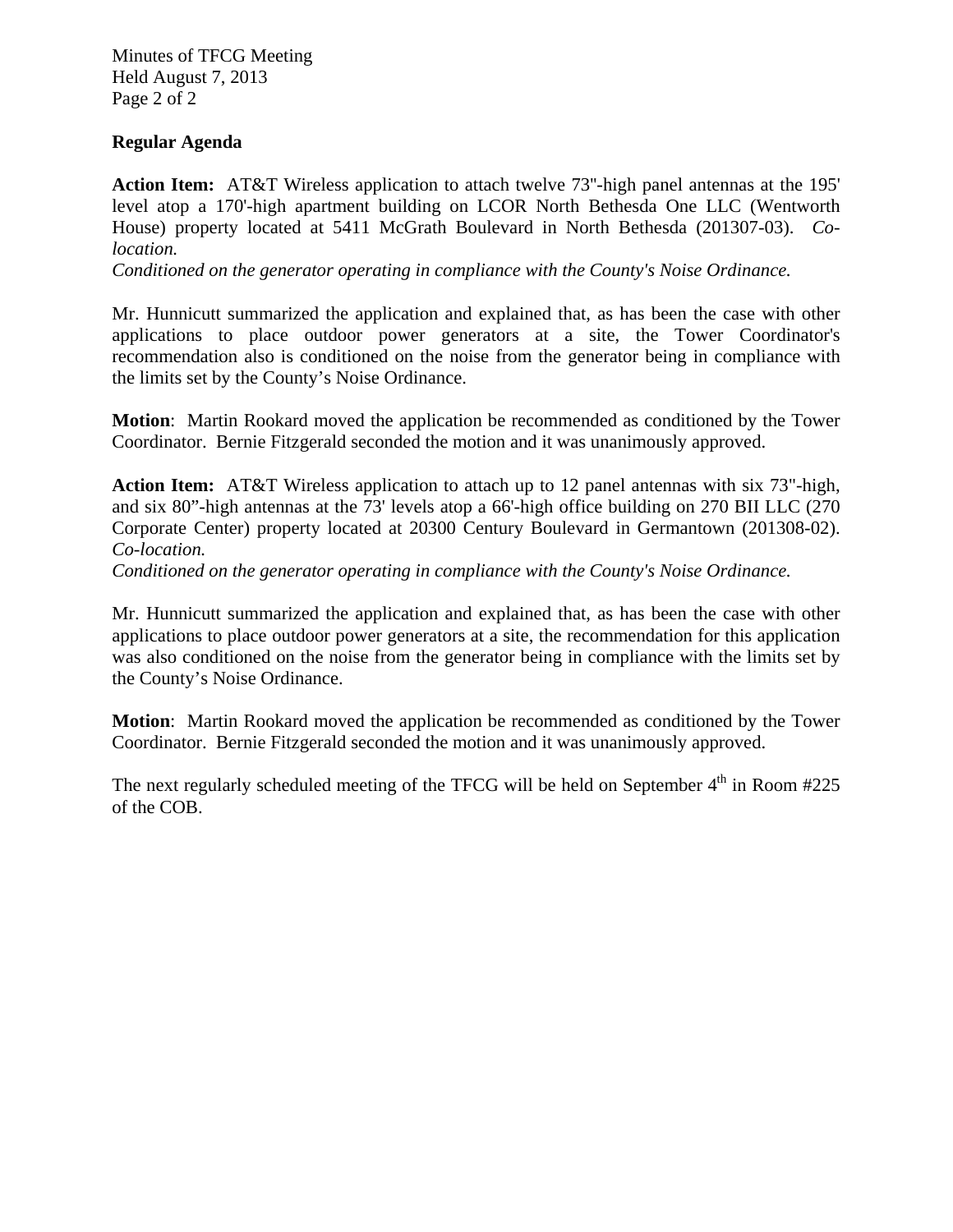## Regular Agenda

**Action Item:** AT&T Wireless application to attach twelve 73"-high panel antennas at the 195' level atop a 170'-high apartment building on LCOR North Bethesda One LLC (Wentworth House) property located at 5411 McGrath Boulevard in North Bethesda (201307-03). *Co-location.*
*Conditioned on the generator operating in compliance with the County's Noise Ordinance.*

Mr. Hunnicutt summarized the application and explained that, as has been the case with other applications to place outdoor power generators at a site, the Tower Coordinator's recommendation also is conditioned on the noise from the generator being in compliance with the limits set by the County's Noise Ordinance.

**Motion**: Martin Rookard moved the application be recommended as conditioned by the Tower Coordinator. Bernie Fitzgerald seconded the motion and it was unanimously approved.

**Action Item:** AT&T Wireless application to attach up to 12 panel antennas with six 73"-high, and six 80"-high antennas at the 73' levels atop a 66'-high office building on 270 BII LLC (270 Corporate Center) property located at 20300 Century Boulevard in Germantown (201308-02). *Co-location.*
*Conditioned on the generator operating in compliance with the County's Noise Ordinance.*

Mr. Hunnicutt summarized the application and explained that, as has been the case with other applications to place outdoor power generators at a site, the recommendation for this application was also conditioned on the noise from the generator being in compliance with the limits set by the County's Noise Ordinance.

**Motion**: Martin Rookard moved the application be recommended as conditioned by the Tower Coordinator. Bernie Fitzgerald seconded the motion and it was unanimously approved.

The next regularly scheduled meeting of the TFCG will be held on September 4th in Room #225 of the COB.